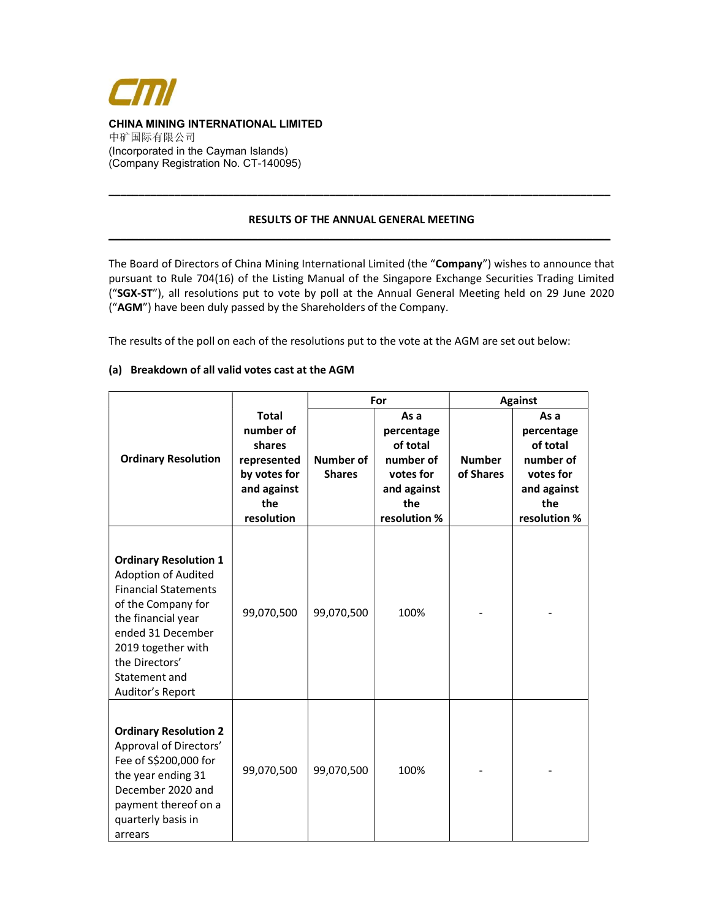**CHINA MINING INTERNATIONAL LIMITED**
中矿国际有限公司
(Incorporated in the Cayman Islands)
(Company Registration No. CT-140095)

---

## RESULTS OF THE ANNUAL GENERAL MEETING

---

The Board of Directors of China Mining International Limited (the "**Company**") wishes to announce that pursuant to Rule 704(16) of the Listing Manual of the Singapore Exchange Securities Trading Limited ("**SGX-ST**"), all resolutions put to vote by poll at the Annual General Meeting held on 29 June 2020 ("**AGM**") have been duly passed by the Shareholders of the Company.

The results of the poll on each of the resolutions put to the vote at the AGM are set out below:

### (a) Breakdown of all valid votes cast at the AGM

| Ordinary Resolution | Total number of shares represented by votes for and against the resolution | For | | Against | |
|---|---|---|---|---|---|
| | | Number of Shares | As a percentage of total number of votes for and against the resolution % | Number of Shares | As a percentage of total number of votes for and against the resolution % |
| **Ordinary Resolution 1** Adoption of Audited Financial Statements of the Company for the financial year ended 31 December 2019 together with the Directors' Statement and Auditor's Report | 99,070,500 | 99,070,500 | 100% | - | - |
| **Ordinary Resolution 2** Approval of Directors' Fee of S$200,000 for the year ending 31 December 2020 and payment thereof on a quarterly basis in arrears | 99,070,500 | 99,070,500 | 100% | - | - |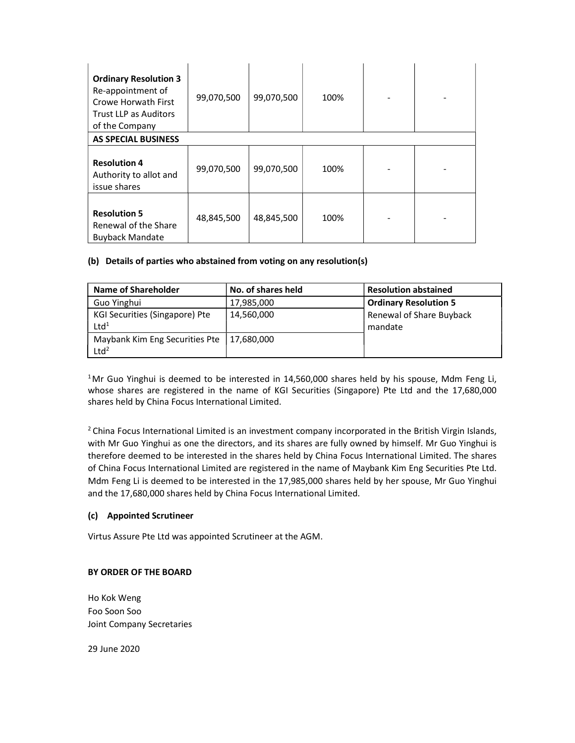| | | | | | |
|---|---|---|---|---|---|
| **Ordinary Resolution 3** Re-appointment of Crowe Horwath First Trust LLP as Auditors of the Company | 99,070,500 | 99,070,500 | 100% | - | - |
| **AS SPECIAL BUSINESS** | | | | | |
| **Resolution 4** Authority to allot and issue shares | 99,070,500 | 99,070,500 | 100% | - | - |
| **Resolution 5** Renewal of the Share Buyback Mandate | 48,845,500 | 48,845,500 | 100% | - | - |

**(b) Details of parties who abstained from voting on any resolution(s)**

| Name of Shareholder | No. of shares held | Resolution abstained |
|---|---|---|
| Guo Yinghui | 17,985,000 | **Ordinary Resolution 5** Renewal of Share Buyback mandate |
| KGI Securities (Singapore) Pte Ltd[1] | 14,560,000 | |
| Maybank Kim Eng Securities Pte Ltd[2] | 17,680,000 | |

[1] Mr Guo Yinghui is deemed to be interested in 14,560,000 shares held by his spouse, Mdm Feng Li, whose shares are registered in the name of KGI Securities (Singapore) Pte Ltd and the 17,680,000 shares held by China Focus International Limited.

[2] China Focus International Limited is an investment company incorporated in the British Virgin Islands, with Mr Guo Yinghui as one the directors, and its shares are fully owned by himself. Mr Guo Yinghui is therefore deemed to be interested in the shares held by China Focus International Limited. The shares of China Focus International Limited are registered in the name of Maybank Kim Eng Securities Pte Ltd. Mdm Feng Li is deemed to be interested in the 17,985,000 shares held by her spouse, Mr Guo Yinghui and the 17,680,000 shares held by China Focus International Limited.

**(c) Appointed Scrutineer**

Virtus Assure Pte Ltd was appointed Scrutineer at the AGM.

**BY ORDER OF THE BOARD**

Ho Kok Weng
Foo Soon Soo
Joint Company Secretaries

29 June 2020